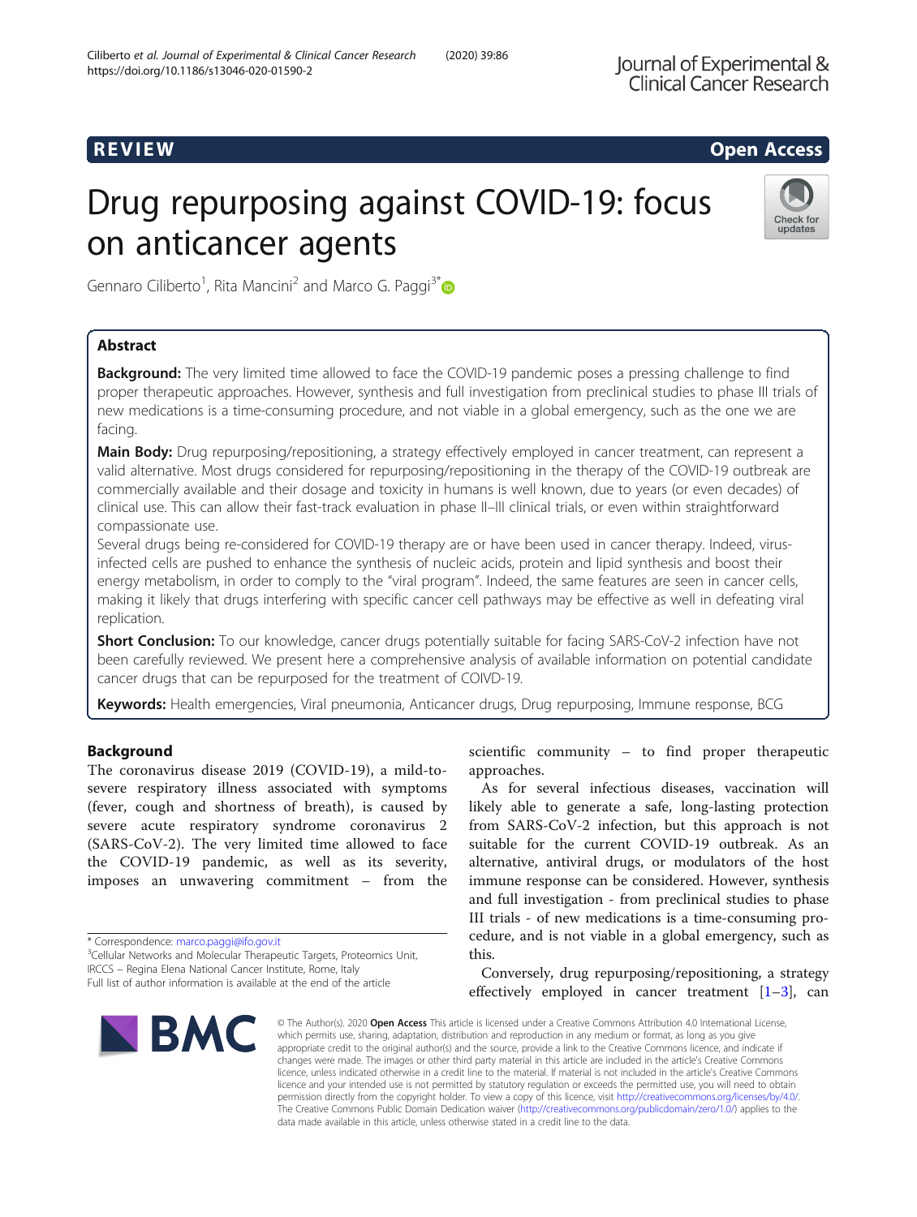REVIEW

Open Access

# Drug repurposing against COVID-19: focus on anticancer agents

Gennaro Ciliberto[1], Rita Mancini[2] and Marco G. Paggi[3*]

## Abstract

**Background:** The very limited time allowed to face the COVID-19 pandemic poses a pressing challenge to find proper therapeutic approaches. However, synthesis and full investigation from preclinical studies to phase III trials of new medications is a time-consuming procedure, and not viable in a global emergency, such as the one we are facing.

**Main Body:** Drug repurposing/repositioning, a strategy effectively employed in cancer treatment, can represent a valid alternative. Most drugs considered for repurposing/repositioning in the therapy of the COVID-19 outbreak are commercially available and their dosage and toxicity in humans is well known, due to years (or even decades) of clinical use. This can allow their fast-track evaluation in phase II–III clinical trials, or even within straightforward compassionate use.

Several drugs being re-considered for COVID-19 therapy are or have been used in cancer therapy. Indeed, virus-infected cells are pushed to enhance the synthesis of nucleic acids, protein and lipid synthesis and boost their energy metabolism, in order to comply to the "viral program". Indeed, the same features are seen in cancer cells, making it likely that drugs interfering with specific cancer cell pathways may be effective as well in defeating viral replication.

**Short Conclusion:** To our knowledge, cancer drugs potentially suitable for facing SARS-CoV-2 infection have not been carefully reviewed. We present here a comprehensive analysis of available information on potential candidate cancer drugs that can be repurposed for the treatment of COIVD-19.

**Keywords:** Health emergencies, Viral pneumonia, Anticancer drugs, Drug repurposing, Immune response, BCG

## Background

The coronavirus disease 2019 (COVID-19), a mild-to-severe respiratory illness associated with symptoms (fever, cough and shortness of breath), is caused by severe acute respiratory syndrome coronavirus 2 (SARS-CoV-2). The very limited time allowed to face the COVID-19 pandemic, as well as its severity, imposes an unwavering commitment – from the scientific community – to find proper therapeutic approaches.

As for several infectious diseases, vaccination will likely able to generate a safe, long-lasting protection from SARS-CoV-2 infection, but this approach is not suitable for the current COVID-19 outbreak. As an alternative, antiviral drugs, or modulators of the host immune response can be considered. However, synthesis and full investigation - from preclinical studies to phase III trials - of new medications is a time-consuming procedure, and is not viable in a global emergency, such as this.

Conversely, drug repurposing/repositioning, a strategy effectively employed in cancer treatment [1–3], can

* Correspondence: marco.paggi@ifo.gov.it
[3]Cellular Networks and Molecular Therapeutic Targets, Proteomics Unit, IRCCS – Regina Elena National Cancer Institute, Rome, Italy
Full list of author information is available at the end of the article

© The Author(s). 2020 **Open Access** This article is licensed under a Creative Commons Attribution 4.0 International License, which permits use, sharing, adaptation, distribution and reproduction in any medium or format, as long as you give appropriate credit to the original author(s) and the source, provide a link to the Creative Commons licence, and indicate if changes were made. The images or other third party material in this article are included in the article's Creative Commons licence, unless indicated otherwise in a credit line to the material. If material is not included in the article's Creative Commons licence and your intended use is not permitted by statutory regulation or exceeds the permitted use, you will need to obtain permission directly from the copyright holder. To view a copy of this licence, visit http://creativecommons.org/licenses/by/4.0/. The Creative Commons Public Domain Dedication waiver (http://creativecommons.org/publicdomain/zero/1.0/) applies to the data made available in this article, unless otherwise stated in a credit line to the data.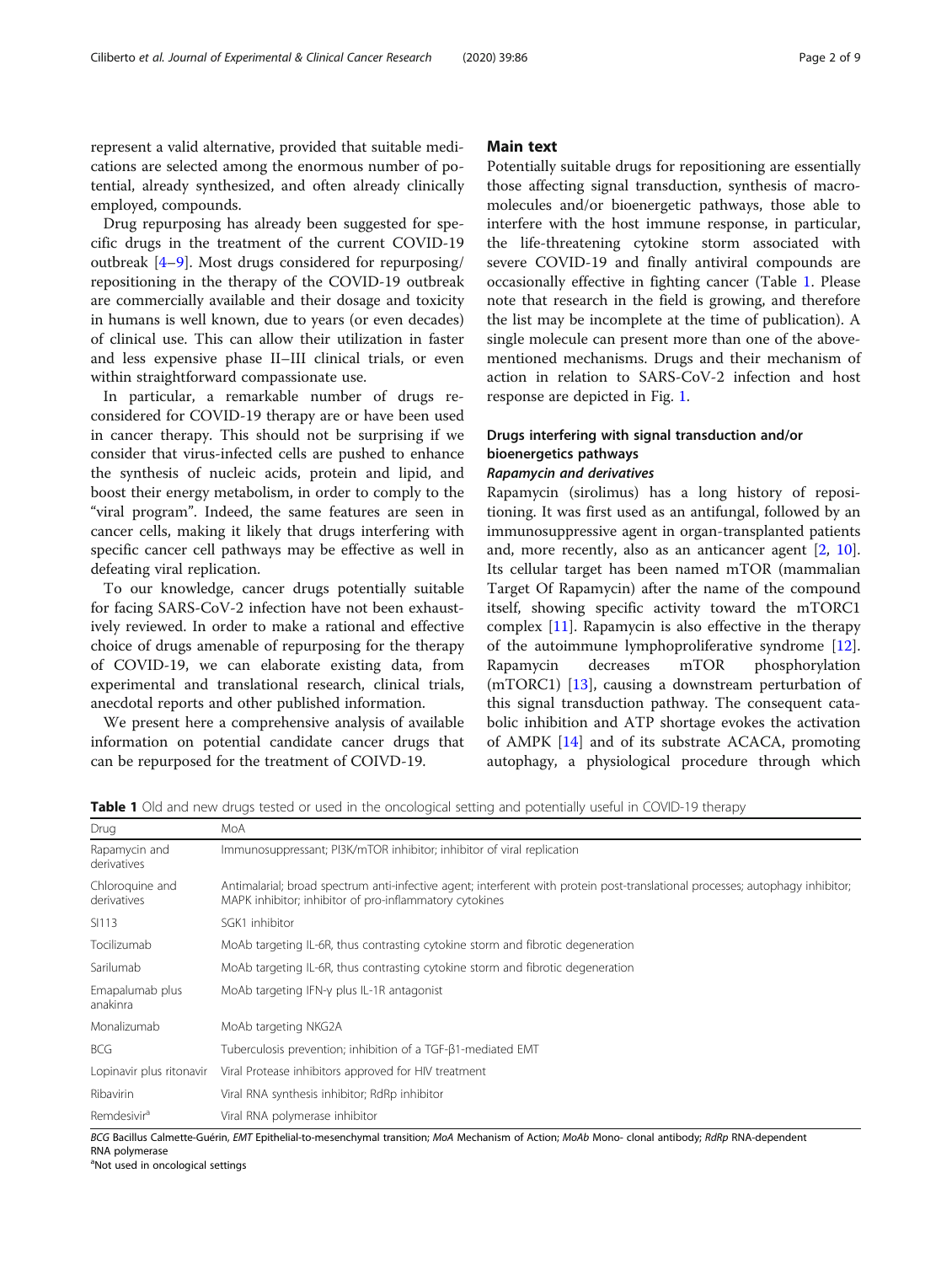represent a valid alternative, provided that suitable medications are selected among the enormous number of potential, already synthesized, and often already clinically employed, compounds.

Drug repurposing has already been suggested for specific drugs in the treatment of the current COVID-19 outbreak [4–9]. Most drugs considered for repurposing/repositioning in the therapy of the COVID-19 outbreak are commercially available and their dosage and toxicity in humans is well known, due to years (or even decades) of clinical use. This can allow their utilization in faster and less expensive phase II–III clinical trials, or even within straightforward compassionate use.

In particular, a remarkable number of drugs reconsidered for COVID-19 therapy are or have been used in cancer therapy. This should not be surprising if we consider that virus-infected cells are pushed to enhance the synthesis of nucleic acids, protein and lipid, and boost their energy metabolism, in order to comply to the "viral program". Indeed, the same features are seen in cancer cells, making it likely that drugs interfering with specific cancer cell pathways may be effective as well in defeating viral replication.

To our knowledge, cancer drugs potentially suitable for facing SARS-CoV-2 infection have not been exhaustively reviewed. In order to make a rational and effective choice of drugs amenable of repurposing for the therapy of COVID-19, we can elaborate existing data, from experimental and translational research, clinical trials, anecdotal reports and other published information.

We present here a comprehensive analysis of available information on potential candidate cancer drugs that can be repurposed for the treatment of COIVD-19.

## Main text

Potentially suitable drugs for repositioning are essentially those affecting signal transduction, synthesis of macromolecules and/or bioenergetic pathways, those able to interfere with the host immune response, in particular, the life-threatening cytokine storm associated with severe COVID-19 and finally antiviral compounds are occasionally effective in fighting cancer (Table 1. Please note that research in the field is growing, and therefore the list may be incomplete at the time of publication). A single molecule can present more than one of the above-mentioned mechanisms. Drugs and their mechanism of action in relation to SARS-CoV-2 infection and host response are depicted in Fig. 1.

### Drugs interfering with signal transduction and/or bioenergetics pathways

#### *Rapamycin and derivatives*

Rapamycin (sirolimus) has a long history of repositioning. It was first used as an antifungal, followed by an immunosuppressive agent in organ-transplanted patients and, more recently, also as an anticancer agent [2, 10]. Its cellular target has been named mTOR (mammalian Target Of Rapamycin) after the name of the compound itself, showing specific activity toward the mTORC1 complex [11]. Rapamycin is also effective in the therapy of the autoimmune lymphoproliferative syndrome [12]. Rapamycin decreases mTOR phosphorylation (mTORC1) [13], causing a downstream perturbation of this signal transduction pathway. The consequent catabolic inhibition and ATP shortage evokes the activation of AMPK [14] and of its substrate ACACA, promoting autophagy, a physiological procedure through which

**Table 1** Old and new drugs tested or used in the oncological setting and potentially useful in COVID-19 therapy

| Drug | MoA |
| --- | --- |
| Rapamycin and derivatives | Immunosuppressant; PI3K/mTOR inhibitor; inhibitor of viral replication |
| Chloroquine and derivatives | Antimalarial; broad spectrum anti-infective agent; interferent with protein post-translational processes; autophagy inhibitor; MAPK inhibitor; inhibitor of pro-inflammatory cytokines |
| SI113 | SGK1 inhibitor |
| Tocilizumab | MoAb targeting IL-6R, thus contrasting cytokine storm and fibrotic degeneration |
| Sarilumab | MoAb targeting IL-6R, thus contrasting cytokine storm and fibrotic degeneration |
| Emapalumab plus anakinra | MoAb targeting IFN-γ plus IL-1R antagonist |
| Monalizumab | MoAb targeting NKG2A |
| BCG | Tuberculosis prevention; inhibition of a TGF-β1-mediated EMT |
| Lopinavir plus ritonavir | Viral Protease inhibitors approved for HIV treatment |
| Ribavirin | Viral RNA synthesis inhibitor; RdRp inhibitor |
| Remdesivir[a] | Viral RNA polymerase inhibitor |

*BCG* Bacillus Calmette-Guérin, *EMT* Epithelial-to-mesenchymal transition; *MoA* Mechanism of Action; *MoAb* Mono- clonal antibody; *RdRp* RNA-dependent RNA polymerase

[a]Not used in oncological settings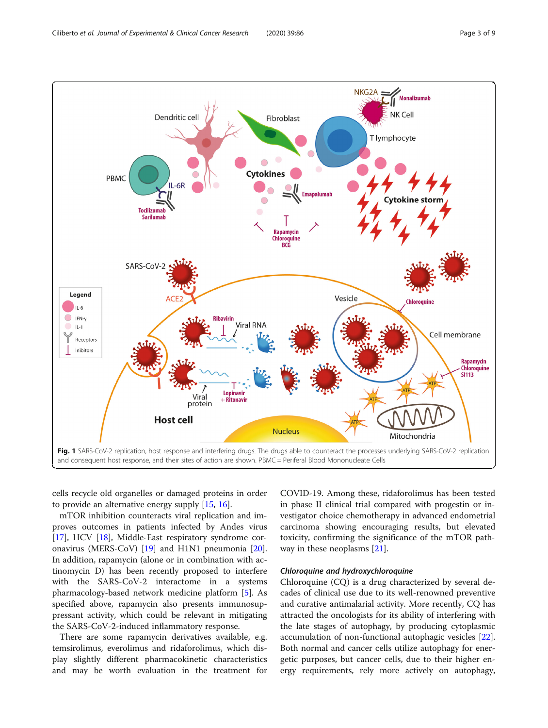**Fig. 1** SARS-CoV-2 replication, host response and interfering drugs. The drugs able to counteract the processes underlying SARS-CoV-2 replication and consequent host response, and their sites of action are shown. PBMC = Periferal Blood Mononucleate Cells

cells recycle old organelles or damaged proteins in order to provide an alternative energy supply [15, 16].

mTOR inhibition counteracts viral replication and improves outcomes in patients infected by Andes virus [17], HCV [18], Middle-East respiratory syndrome coronavirus (MERS-CoV) [19] and H1N1 pneumonia [20]. In addition, rapamycin (alone or in combination with actinomycin D) has been recently proposed to interfere with the SARS-CoV-2 interactome in a systems pharmacology-based network medicine platform [5]. As specified above, rapamycin also presents immunosuppressant activity, which could be relevant in mitigating the SARS-CoV-2-induced inflammatory response.

There are some rapamycin derivatives available, e.g. temsirolimus, everolimus and ridaforolimus, which display slightly different pharmacokinetic characteristics and may be worth evaluation in the treatment for COVID-19. Among these, ridaforolimus has been tested in phase II clinical trial compared with progestin or investigator choice chemotherapy in advanced endometrial carcinoma showing encouraging results, but elevated toxicity, confirming the significance of the mTOR pathway in these neoplasms [21].

### *Chloroquine and hydroxychloroquine*

Chloroquine (CQ) is a drug characterized by several decades of clinical use due to its well-renowned preventive and curative antimalarial activity. More recently, CQ has attracted the oncologists for its ability of interfering with the late stages of autophagy, by producing cytoplasmic accumulation of non-functional autophagic vesicles [22]. Both normal and cancer cells utilize autophagy for energetic purposes, but cancer cells, due to their higher energy requirements, rely more actively on autophagy,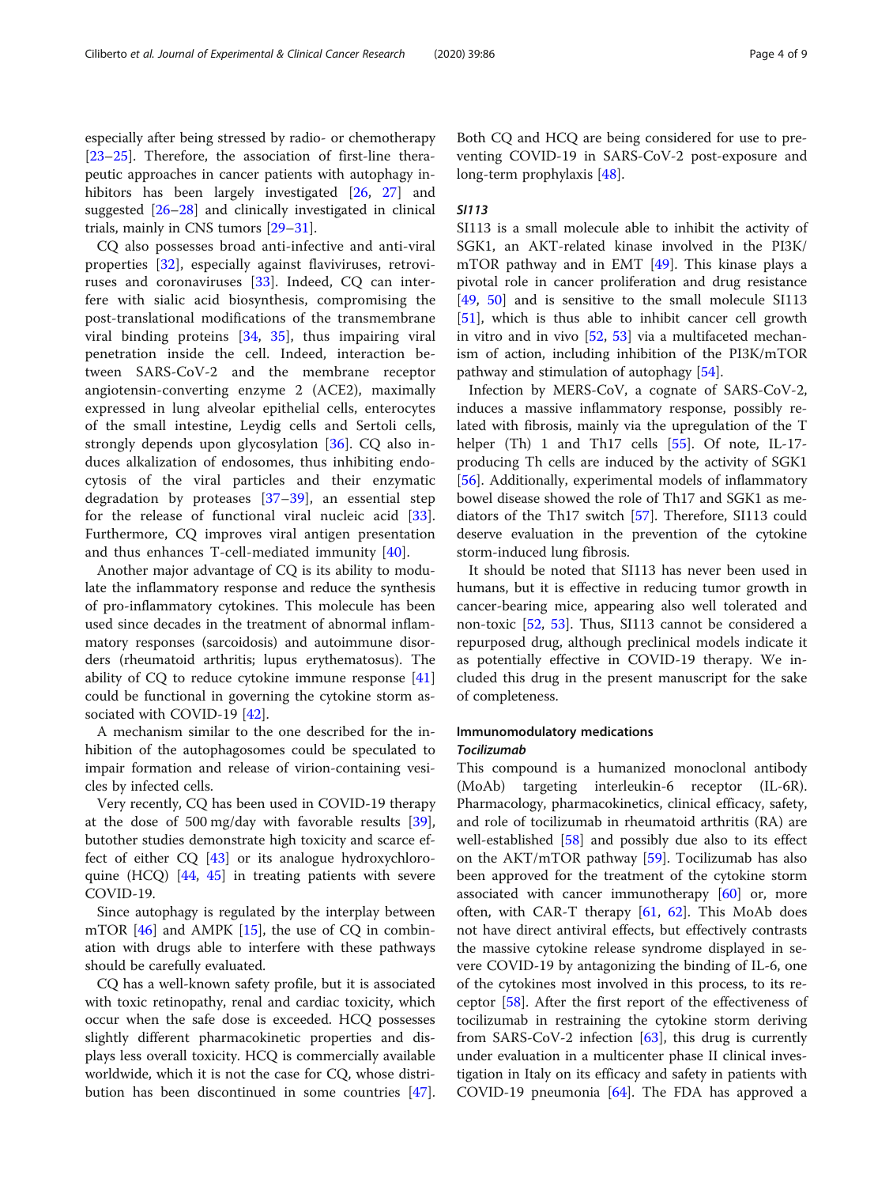especially after being stressed by radio- or chemotherapy [23–25]. Therefore, the association of first-line therapeutic approaches in cancer patients with autophagy inhibitors has been largely investigated [26, 27] and suggested [26–28] and clinically investigated in clinical trials, mainly in CNS tumors [29–31].

CQ also possesses broad anti-infective and anti-viral properties [32], especially against flaviviruses, retroviruses and coronaviruses [33]. Indeed, CQ can interfere with sialic acid biosynthesis, compromising the post-translational modifications of the transmembrane viral binding proteins [34, 35], thus impairing viral penetration inside the cell. Indeed, interaction between SARS-CoV-2 and the membrane receptor angiotensin-converting enzyme 2 (ACE2), maximally expressed in lung alveolar epithelial cells, enterocytes of the small intestine, Leydig cells and Sertoli cells, strongly depends upon glycosylation [36]. CQ also induces alkalization of endosomes, thus inhibiting endocytosis of the viral particles and their enzymatic degradation by proteases [37–39], an essential step for the release of functional viral nucleic acid [33]. Furthermore, CQ improves viral antigen presentation and thus enhances T-cell-mediated immunity [40].

Another major advantage of CQ is its ability to modulate the inflammatory response and reduce the synthesis of pro-inflammatory cytokines. This molecule has been used since decades in the treatment of abnormal inflammatory responses (sarcoidosis) and autoimmune disorders (rheumatoid arthritis; lupus erythematosus). The ability of CQ to reduce cytokine immune response [41] could be functional in governing the cytokine storm associated with COVID-19 [42].

A mechanism similar to the one described for the inhibition of the autophagosomes could be speculated to impair formation and release of virion-containing vesicles by infected cells.

Very recently, CQ has been used in COVID-19 therapy at the dose of 500 mg/day with favorable results [39], butother studies demonstrate high toxicity and scarce effect of either CQ [43] or its analogue hydroxychloroquine (HCQ) [44, 45] in treating patients with severe COVID-19.

Since autophagy is regulated by the interplay between mTOR [46] and AMPK [15], the use of CQ in combination with drugs able to interfere with these pathways should be carefully evaluated.

CQ has a well-known safety profile, but it is associated with toxic retinopathy, renal and cardiac toxicity, which occur when the safe dose is exceeded. HCQ possesses slightly different pharmacokinetic properties and displays less overall toxicity. HCQ is commercially available worldwide, which it is not the case for CQ, whose distribution has been discontinued in some countries [47]. Both CQ and HCQ are being considered for use to preventing COVID-19 in SARS-CoV-2 post-exposure and long-term prophylaxis [48].

#### *SI113*

SI113 is a small molecule able to inhibit the activity of SGK1, an AKT-related kinase involved in the PI3K/mTOR pathway and in EMT [49]. This kinase plays a pivotal role in cancer proliferation and drug resistance [49, 50] and is sensitive to the small molecule SI113 [51], which is thus able to inhibit cancer cell growth in vitro and in vivo [52, 53] via a multifaceted mechanism of action, including inhibition of the PI3K/mTOR pathway and stimulation of autophagy [54].

Infection by MERS-CoV, a cognate of SARS-CoV-2, induces a massive inflammatory response, possibly related with fibrosis, mainly via the upregulation of the T helper (Th) 1 and Th17 cells [55]. Of note, IL-17-producing Th cells are induced by the activity of SGK1 [56]. Additionally, experimental models of inflammatory bowel disease showed the role of Th17 and SGK1 as mediators of the Th17 switch [57]. Therefore, SI113 could deserve evaluation in the prevention of the cytokine storm-induced lung fibrosis.

It should be noted that SI113 has never been used in humans, but it is effective in reducing tumor growth in cancer-bearing mice, appearing also well tolerated and non-toxic [52, 53]. Thus, SI113 cannot be considered a repurposed drug, although preclinical models indicate it as potentially effective in COVID-19 therapy. We included this drug in the present manuscript for the sake of completeness.

### Immunomodulatory medications

#### *Tocilizumab*

This compound is a humanized monoclonal antibody (MoAb) targeting interleukin-6 receptor (IL-6R). Pharmacology, pharmacokinetics, clinical efficacy, safety, and role of tocilizumab in rheumatoid arthritis (RA) are well-established [58] and possibly due also to its effect on the AKT/mTOR pathway [59]. Tocilizumab has also been approved for the treatment of the cytokine storm associated with cancer immunotherapy [60] or, more often, with CAR-T therapy [61, 62]. This MoAb does not have direct antiviral effects, but effectively contrasts the massive cytokine release syndrome displayed in severe COVID-19 by antagonizing the binding of IL-6, one of the cytokines most involved in this process, to its receptor [58]. After the first report of the effectiveness of tocilizumab in restraining the cytokine storm deriving from SARS-CoV-2 infection [63], this drug is currently under evaluation in a multicenter phase II clinical investigation in Italy on its efficacy and safety in patients with COVID-19 pneumonia [64]. The FDA has approved a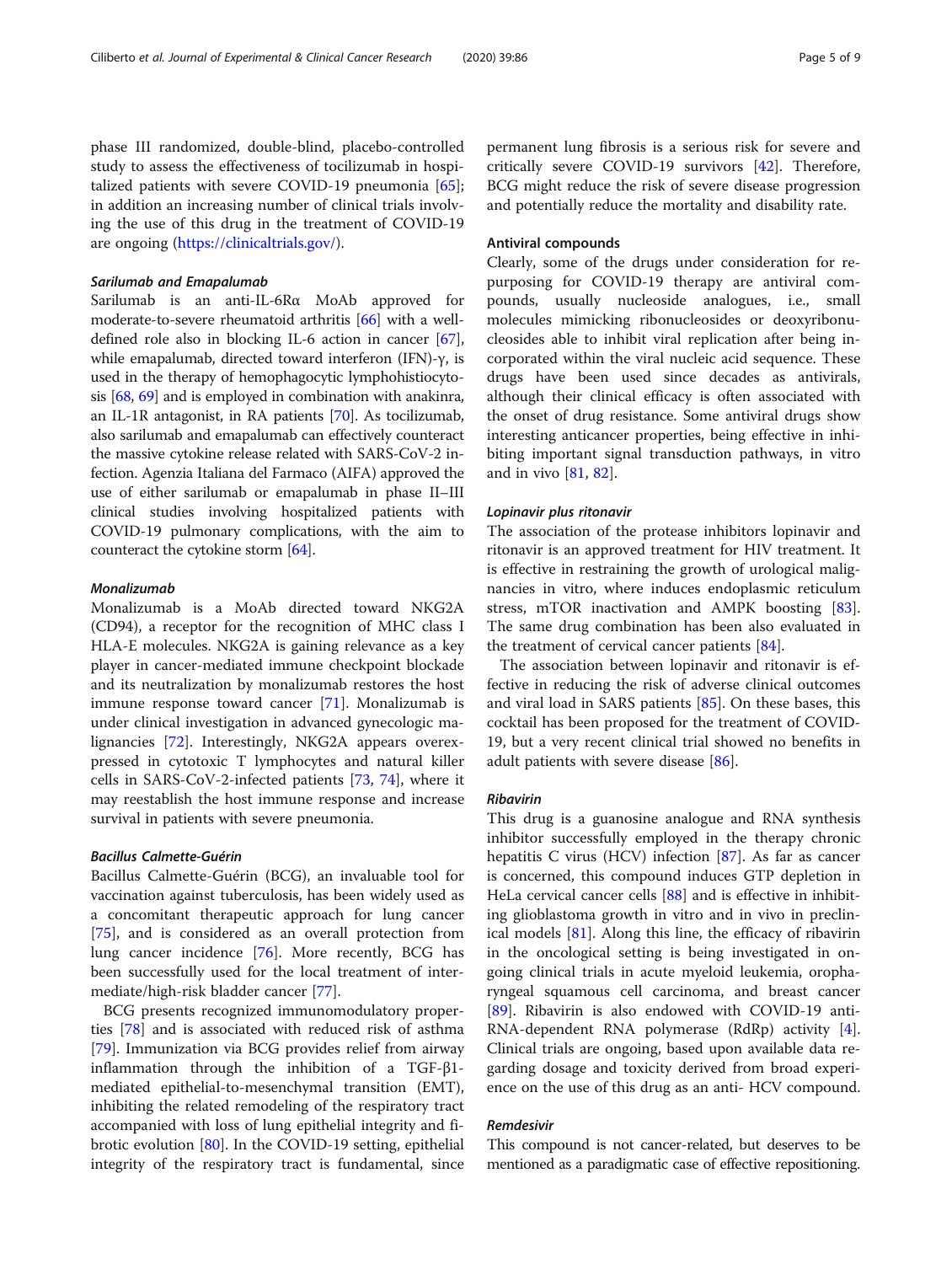phase III randomized, double-blind, placebo-controlled study to assess the effectiveness of tocilizumab in hospitalized patients with severe COVID-19 pneumonia [65]; in addition an increasing number of clinical trials involving the use of this drug in the treatment of COVID-19 are ongoing (https://clinicaltrials.gov/).

#### *Sarilumab and Emapalumab*

Sarilumab is an anti-IL-6Rα MoAb approved for moderate-to-severe rheumatoid arthritis [66] with a well-defined role also in blocking IL-6 action in cancer [67], while emapalumab, directed toward interferon (IFN)-γ, is used in the therapy of hemophagocytic lymphohistiocytosis [68, 69] and is employed in combination with anakinra, an IL-1R antagonist, in RA patients [70]. As tocilizumab, also sarilumab and emapalumab can effectively counteract the massive cytokine release related with SARS-CoV-2 infection. Agenzia Italiana del Farmaco (AIFA) approved the use of either sarilumab or emapalumab in phase II–III clinical studies involving hospitalized patients with COVID-19 pulmonary complications, with the aim to counteract the cytokine storm [64].

#### *Monalizumab*

Monalizumab is a MoAb directed toward NKG2A (CD94), a receptor for the recognition of MHC class I HLA-E molecules. NKG2A is gaining relevance as a key player in cancer-mediated immune checkpoint blockade and its neutralization by monalizumab restores the host immune response toward cancer [71]. Monalizumab is under clinical investigation in advanced gynecologic malignancies [72]. Interestingly, NKG2A appears overexpressed in cytotoxic T lymphocytes and natural killer cells in SARS-CoV-2-infected patients [73, 74], where it may reestablish the host immune response and increase survival in patients with severe pneumonia.

#### *Bacillus Calmette-Guérin*

Bacillus Calmette-Guérin (BCG), an invaluable tool for vaccination against tuberculosis, has been widely used as a concomitant therapeutic approach for lung cancer [75], and is considered as an overall protection from lung cancer incidence [76]. More recently, BCG has been successfully used for the local treatment of intermediate/high-risk bladder cancer [77].

BCG presents recognized immunomodulatory properties [78] and is associated with reduced risk of asthma [79]. Immunization via BCG provides relief from airway inflammation through the inhibition of a TGF-β1-mediated epithelial-to-mesenchymal transition (EMT), inhibiting the related remodeling of the respiratory tract accompanied with loss of lung epithelial integrity and fibrotic evolution [80]. In the COVID-19 setting, epithelial integrity of the respiratory tract is fundamental, since permanent lung fibrosis is a serious risk for severe and critically severe COVID-19 survivors [42]. Therefore, BCG might reduce the risk of severe disease progression and potentially reduce the mortality and disability rate.

### Antiviral compounds

Clearly, some of the drugs under consideration for repurposing for COVID-19 therapy are antiviral compounds, usually nucleoside analogues, i.e., small molecules mimicking ribonucleosides or deoxyribonucleosides able to inhibit viral replication after being incorporated within the viral nucleic acid sequence. These drugs have been used since decades as antivirals, although their clinical efficacy is often associated with the onset of drug resistance. Some antiviral drugs show interesting anticancer properties, being effective in inhibiting important signal transduction pathways, in vitro and in vivo [81, 82].

#### *Lopinavir plus ritonavir*

The association of the protease inhibitors lopinavir and ritonavir is an approved treatment for HIV treatment. It is effective in restraining the growth of urological malignancies in vitro, where induces endoplasmic reticulum stress, mTOR inactivation and AMPK boosting [83]. The same drug combination has been also evaluated in the treatment of cervical cancer patients [84].

The association between lopinavir and ritonavir is effective in reducing the risk of adverse clinical outcomes and viral load in SARS patients [85]. On these bases, this cocktail has been proposed for the treatment of COVID-19, but a very recent clinical trial showed no benefits in adult patients with severe disease [86].

#### *Ribavirin*

This drug is a guanosine analogue and RNA synthesis inhibitor successfully employed in the therapy chronic hepatitis C virus (HCV) infection [87]. As far as cancer is concerned, this compound induces GTP depletion in HeLa cervical cancer cells [88] and is effective in inhibiting glioblastoma growth in vitro and in vivo in preclinical models [81]. Along this line, the efficacy of ribavirin in the oncological setting is being investigated in ongoing clinical trials in acute myeloid leukemia, oropharyngeal squamous cell carcinoma, and breast cancer [89]. Ribavirin is also endowed with COVID-19 anti-RNA-dependent RNA polymerase (RdRp) activity [4]. Clinical trials are ongoing, based upon available data regarding dosage and toxicity derived from broad experience on the use of this drug as an anti- HCV compound.

#### *Remdesivir*

This compound is not cancer-related, but deserves to be mentioned as a paradigmatic case of effective repositioning.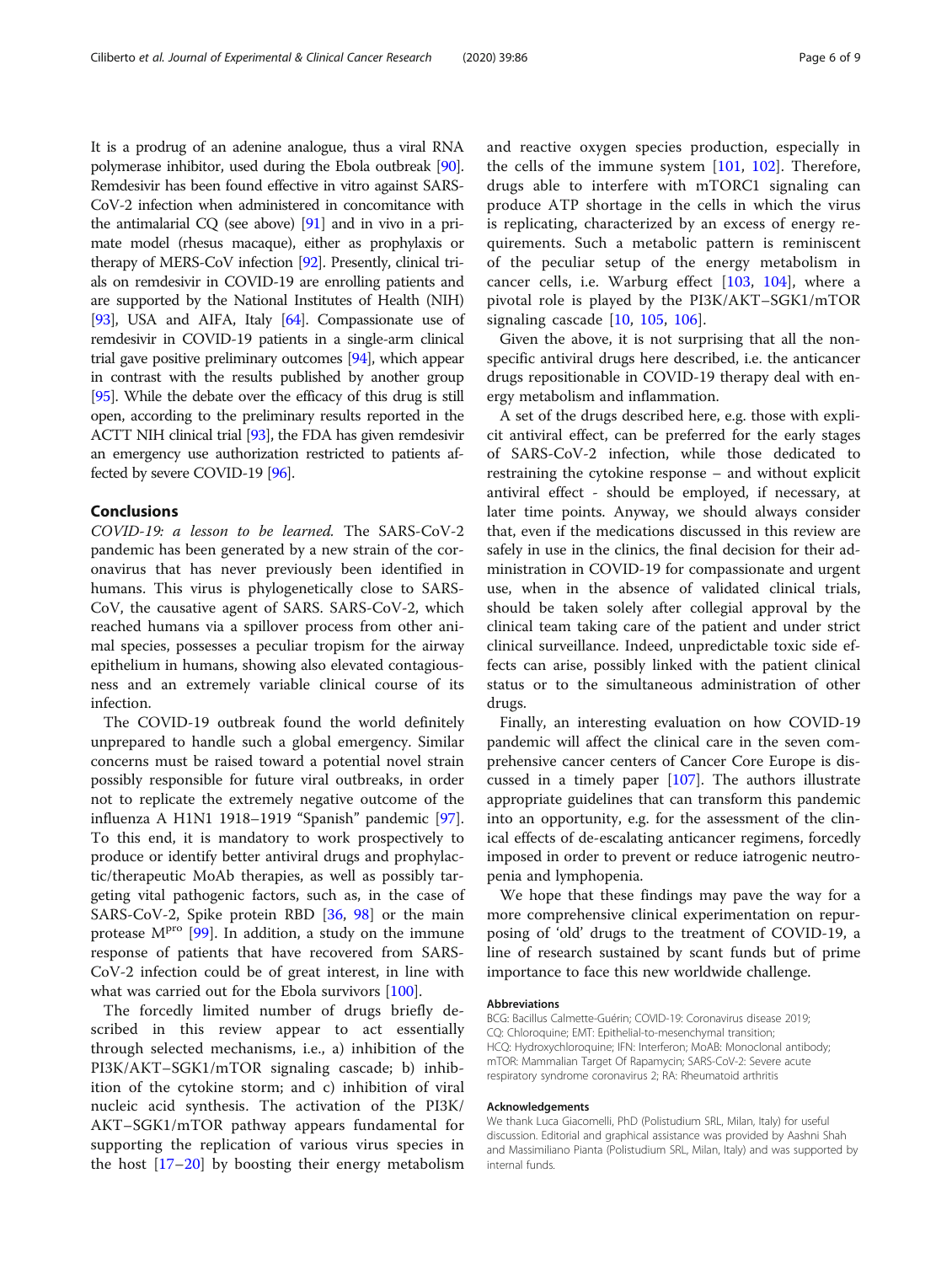It is a prodrug of an adenine analogue, thus a viral RNA polymerase inhibitor, used during the Ebola outbreak [90]. Remdesivir has been found effective in vitro against SARS-CoV-2 infection when administered in concomitance with the antimalarial CQ (see above) [91] and in vivo in a primate model (rhesus macaque), either as prophylaxis or therapy of MERS-CoV infection [92]. Presently, clinical trials on remdesivir in COVID-19 are enrolling patients and are supported by the National Institutes of Health (NIH) [93], USA and AIFA, Italy [64]. Compassionate use of remdesivir in COVID-19 patients in a single-arm clinical trial gave positive preliminary outcomes [94], which appear in contrast with the results published by another group [95]. While the debate over the efficacy of this drug is still open, according to the preliminary results reported in the ACTT NIH clinical trial [93], the FDA has given remdesivir an emergency use authorization restricted to patients affected by severe COVID-19 [96].

## Conclusions

*COVID-19: a lesson to be learned.* The SARS-CoV-2 pandemic has been generated by a new strain of the coronavirus that has never previously been identified in humans. This virus is phylogenetically close to SARS-CoV, the causative agent of SARS. SARS-CoV-2, which reached humans via a spillover process from other animal species, possesses a peculiar tropism for the airway epithelium in humans, showing also elevated contagiousness and an extremely variable clinical course of its infection.

The COVID-19 outbreak found the world definitely unprepared to handle such a global emergency. Similar concerns must be raised toward a potential novel strain possibly responsible for future viral outbreaks, in order not to replicate the extremely negative outcome of the influenza A H1N1 1918–1919 "Spanish" pandemic [97]. To this end, it is mandatory to work prospectively to produce or identify better antiviral drugs and prophylactic/therapeutic MoAb therapies, as well as possibly targeting vital pathogenic factors, such as, in the case of SARS-CoV-2, Spike protein RBD [36, 98] or the main protease M$^{pro}$ [99]. In addition, a study on the immune response of patients that have recovered from SARS-CoV-2 infection could be of great interest, in line with what was carried out for the Ebola survivors [100].

The forcedly limited number of drugs briefly described in this review appear to act essentially through selected mechanisms, i.e., a) inhibition of the PI3K/AKT–SGK1/mTOR signaling cascade; b) inhibition of the cytokine storm; and c) inhibition of viral nucleic acid synthesis. The activation of the PI3K/AKT–SGK1/mTOR pathway appears fundamental for supporting the replication of various virus species in the host [17–20] by boosting their energy metabolism and reactive oxygen species production, especially in the cells of the immune system [101, 102]. Therefore, drugs able to interfere with mTORC1 signaling can produce ATP shortage in the cells in which the virus is replicating, characterized by an excess of energy requirements. Such a metabolic pattern is reminiscent of the peculiar setup of the energy metabolism in cancer cells, i.e. Warburg effect [103, 104], where a pivotal role is played by the PI3K/AKT–SGK1/mTOR signaling cascade [10, 105, 106].

Given the above, it is not surprising that all the non-specific antiviral drugs here described, i.e. the anticancer drugs repositionable in COVID-19 therapy deal with energy metabolism and inflammation.

A set of the drugs described here, e.g. those with explicit antiviral effect, can be preferred for the early stages of SARS-CoV-2 infection, while those dedicated to restraining the cytokine response – and without explicit antiviral effect - should be employed, if necessary, at later time points. Anyway, we should always consider that, even if the medications discussed in this review are safely in use in the clinics, the final decision for their administration in COVID-19 for compassionate and urgent use, when in the absence of validated clinical trials, should be taken solely after collegial approval by the clinical team taking care of the patient and under strict clinical surveillance. Indeed, unpredictable toxic side effects can arise, possibly linked with the patient clinical status or to the simultaneous administration of other drugs.

Finally, an interesting evaluation on how COVID-19 pandemic will affect the clinical care in the seven comprehensive cancer centers of Cancer Core Europe is discussed in a timely paper [107]. The authors illustrate appropriate guidelines that can transform this pandemic into an opportunity, e.g. for the assessment of the clinical effects of de-escalating anticancer regimens, forcedly imposed in order to prevent or reduce iatrogenic neutropenia and lymphopenia.

We hope that these findings may pave the way for a more comprehensive clinical experimentation on repurposing of 'old' drugs to the treatment of COVID-19, a line of research sustained by scant funds but of prime importance to face this new worldwide challenge.

### Abbreviations

BCG: Bacillus Calmette-Guérin; COVID-19: Coronavirus disease 2019; CQ: Chloroquine; EMT: Epithelial-to-mesenchymal transition; HCQ: Hydroxychloroquine; IFN: Interferon; MoAB: Monoclonal antibody; mTOR: Mammalian Target Of Rapamycin; SARS-CoV-2: Severe acute respiratory syndrome coronavirus 2; RA: Rheumatoid arthritis

### Acknowledgements

We thank Luca Giacomelli, PhD (Polistudium SRL, Milan, Italy) for useful discussion. Editorial and graphical assistance was provided by Aashni Shah and Massimiliano Pianta (Polistudium SRL, Milan, Italy) and was supported by internal funds.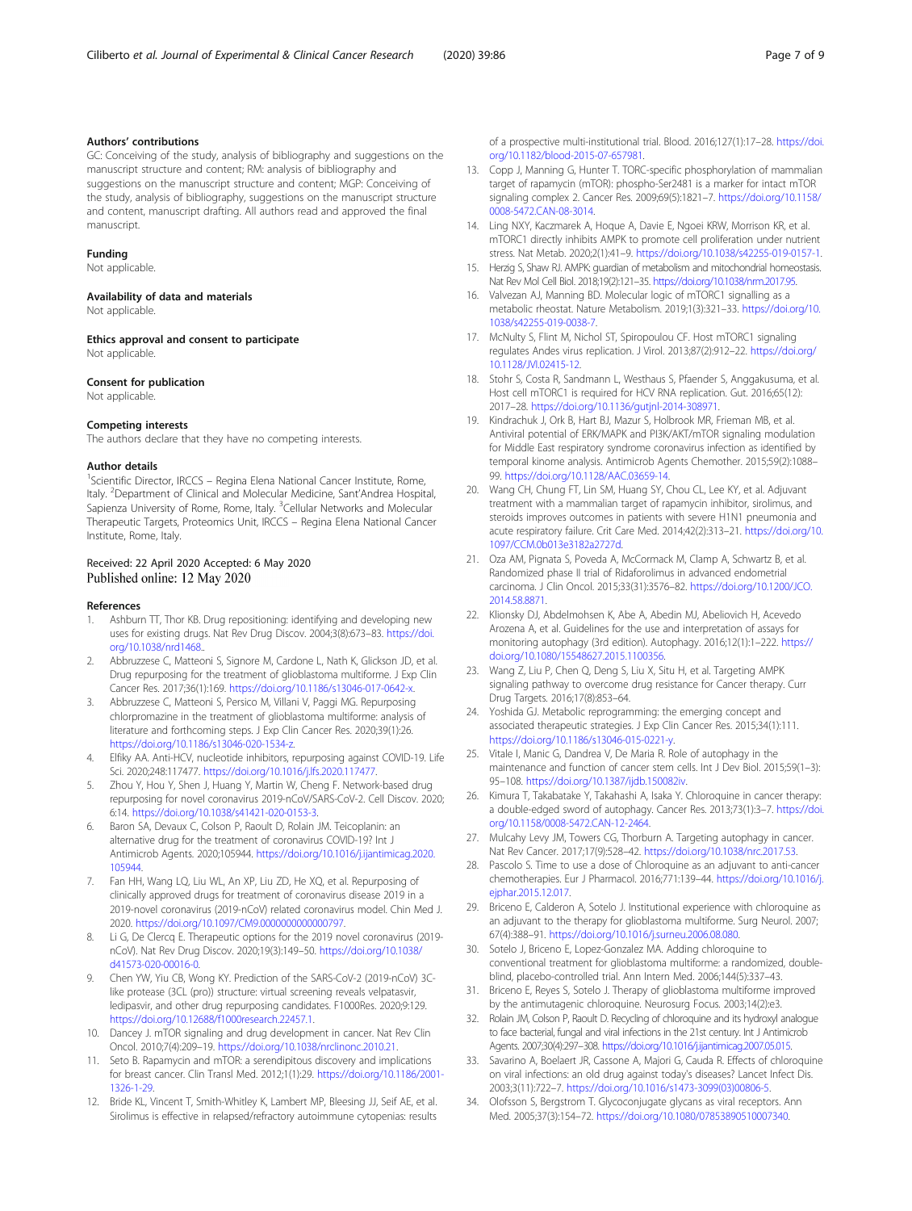### Authors' contributions

GC: Conceiving of the study, analysis of bibliography and suggestions on the manuscript structure and content; RM: analysis of bibliography and suggestions on the manuscript structure and content; MGP: Conceiving of the study, analysis of bibliography, suggestions on the manuscript structure and content, manuscript drafting. All authors read and approved the final manuscript.

### Funding

Not applicable.

### Availability of data and materials

Not applicable.

### Ethics approval and consent to participate

Not applicable.

### Consent for publication

Not applicable.

### Competing interests

The authors declare that they have no competing interests.

### Author details

[1]Scientific Director, IRCCS – Regina Elena National Cancer Institute, Rome, Italy. [2]Department of Clinical and Molecular Medicine, Sant'Andrea Hospital, Sapienza University of Rome, Rome, Italy. [3]Cellular Networks and Molecular Therapeutic Targets, Proteomics Unit, IRCCS – Regina Elena National Cancer Institute, Rome, Italy.

Received: 22 April 2020 Accepted: 6 May 2020
Published online: 12 May 2020

### References

1. Ashburn TT, Thor KB. Drug repositioning: identifying and developing new uses for existing drugs. Nat Rev Drug Discov. 2004;3(8):673–83. https://doi.org/10.1038/nrd1468..
2. Abbruzzese C, Matteoni S, Signore M, Cardone L, Nath K, Glickson JD, et al. Drug repurposing for the treatment of glioblastoma multiforme. J Exp Clin Cancer Res. 2017;36(1):169. https://doi.org/10.1186/s13046-017-0642-x.
3. Abbruzzese C, Matteoni S, Persico M, Villani V, Paggi MG. Repurposing chlorpromazine in the treatment of glioblastoma multiforme: analysis of literature and forthcoming steps. J Exp Clin Cancer Res. 2020;39(1):26. https://doi.org/10.1186/s13046-020-1534-z.
4. Elfiky AA. Anti-HCV, nucleotide inhibitors, repurposing against COVID-19. Life Sci. 2020;248:117477. https://doi.org/10.1016/j.lfs.2020.117477.
5. Zhou Y, Hou Y, Shen J, Huang Y, Martin W, Cheng F. Network-based drug repurposing for novel coronavirus 2019-nCoV/SARS-CoV-2. Cell Discov. 2020; 6:14. https://doi.org/10.1038/s41421-020-0153-3.
6. Baron SA, Devaux C, Colson P, Raoult D, Rolain JM. Teicoplanin: an alternative drug for the treatment of coronavirus COVID-19? Int J Antimicrob Agents. 2020;105944. https://doi.org/10.1016/j.ijantimicag.2020.105944.
7. Fan HH, Wang LQ, Liu WL, An XP, Liu ZD, He XQ, et al. Repurposing of clinically approved drugs for treatment of coronavirus disease 2019 in a 2019-novel coronavirus (2019-nCoV) related coronavirus model. Chin Med J. 2020. https://doi.org/10.1097/CM9.0000000000000797.
8. Li G, De Clercq E. Therapeutic options for the 2019 novel coronavirus (2019-nCoV). Nat Rev Drug Discov. 2020;19(3):149–50. https://doi.org/10.1038/d41573-020-00016-0.
9. Chen YW, Yiu CB, Wong KY. Prediction of the SARS-CoV-2 (2019-nCoV) 3C-like protease (3CL (pro)) structure: virtual screening reveals velpatasvir, ledipasvir, and other drug repurposing candidates. F1000Res. 2020;9:129. https://doi.org/10.12688/f1000research.22457.1.
10. Dancey J. mTOR signaling and drug development in cancer. Nat Rev Clin Oncol. 2010;7(4):209–19. https://doi.org/10.1038/nrclinonc.2010.21.
11. Seto B. Rapamycin and mTOR: a serendipitous discovery and implications for breast cancer. Clin Transl Med. 2012;1(1):29. https://doi.org/10.1186/2001-1326-1-29.
12. Bride KL, Vincent T, Smith-Whitley K, Lambert MP, Bleesing JJ, Seif AE, et al. Sirolimus is effective in relapsed/refractory autoimmune cytopenias: results of a prospective multi-institutional trial. Blood. 2016;127(1):17–28. https://doi.org/10.1182/blood-2015-07-657981.
13. Copp J, Manning G, Hunter T. TORC-specific phosphorylation of mammalian target of rapamycin (mTOR): phospho-Ser2481 is a marker for intact mTOR signaling complex 2. Cancer Res. 2009;69(5):1821–7. https://doi.org/10.1158/0008-5472.CAN-08-3014.
14. Ling NXY, Kaczmarek A, Hoque A, Davie E, Ngoei KRW, Morrison KR, et al. mTORC1 directly inhibits AMPK to promote cell proliferation under nutrient stress. Nat Metab. 2020;2(1):41–9. https://doi.org/10.1038/s42255-019-0157-1.
15. Herzig S, Shaw RJ. AMPK: guardian of metabolism and mitochondrial homeostasis. Nat Rev Mol Cell Biol. 2018;19(2):121–35. https://doi.org/10.1038/nrm.2017.95.
16. Valvezan AJ, Manning BD. Molecular logic of mTORC1 signalling as a metabolic rheostat. Nature Metabolism. 2019;1(3):321–33. https://doi.org/10.1038/s42255-019-0038-7.
17. McNulty S, Flint M, Nichol ST, Spiropoulou CF. Host mTORC1 signaling regulates Andes virus replication. J Virol. 2013;87(2):912–22. https://doi.org/10.1128/JVI.02415-12.
18. Stohr S, Costa R, Sandmann L, Westhaus S, Pfaender S, Anggakusuma, et al. Host cell mTORC1 is required for HCV RNA replication. Gut. 2016;65(12):2017–28. https://doi.org/10.1136/gutjnl-2014-308971.
19. Kindrachuk J, Ork B, Hart BJ, Mazur S, Holbrook MR, Frieman MB, et al. Antiviral potential of ERK/MAPK and PI3K/AKT/mTOR signaling modulation for Middle East respiratory syndrome coronavirus infection as identified by temporal kinome analysis. Antimicrob Agents Chemother. 2015;59(2):1088–99. https://doi.org/10.1128/AAC.03659-14.
20. Wang CH, Chung FT, Lin SM, Huang SY, Chou CL, Lee KY, et al. Adjuvant treatment with a mammalian target of rapamycin inhibitor, sirolimus, and steroids improves outcomes in patients with severe H1N1 pneumonia and acute respiratory failure. Crit Care Med. 2014;42(2):313–21. https://doi.org/10.1097/CCM.0b013e3182a2727d.
21. Oza AM, Pignata S, Poveda A, McCormack M, Clamp A, Schwartz B, et al. Randomized phase II trial of Ridaforolimus in advanced endometrial carcinoma. J Clin Oncol. 2015;33(31):3576–82. https://doi.org/10.1200/JCO.2014.58.8871.
22. Klionsky DJ, Abdelmohsen K, Abe A, Abedin MJ, Abeliovich H, Acevedo Arozena A, et al. Guidelines for the use and interpretation of assays for monitoring autophagy (3rd edition). Autophagy. 2016;12(1):1–222. https://doi.org/10.1080/15548627.2015.1100356.
23. Wang Z, Liu P, Chen Q, Deng S, Liu X, Situ H, et al. Targeting AMPK signaling pathway to overcome drug resistance for Cancer therapy. Curr Drug Targets. 2016;17(8):853–64.
24. Yoshida GJ. Metabolic reprogramming: the emerging concept and associated therapeutic strategies. J Exp Clin Cancer Res. 2015;34(1):111. https://doi.org/10.1186/s13046-015-0221-y.
25. Vitale I, Manic G, Dandrea V, De Maria R. Role of autophagy in the maintenance and function of cancer stem cells. Int J Dev Biol. 2015;59(1–3):95–108. https://doi.org/10.1387/ijdb.150082iv.
26. Kimura T, Takabatake Y, Takahashi A, Isaka Y. Chloroquine in cancer therapy: a double-edged sword of autophagy. Cancer Res. 2013;73(1):3–7. https://doi.org/10.1158/0008-5472.CAN-12-2464.
27. Mulcahy Levy JM, Towers CG, Thorburn A. Targeting autophagy in cancer. Nat Rev Cancer. 2017;17(9):528–42. https://doi.org/10.1038/nrc.2017.53.
28. Pascolo S. Time to use a dose of Chloroquine as an adjuvant to anti-cancer chemotherapies. Eur J Pharmacol. 2016;771:139–44. https://doi.org/10.1016/j.ejphar.2015.12.017.
29. Briceno E, Calderon A, Sotelo J. Institutional experience with chloroquine as an adjuvant to the therapy for glioblastoma multiforme. Surg Neurol. 2007;67(4):388–91. https://doi.org/10.1016/j.surneu.2006.08.080.
30. Sotelo J, Briceno E, Lopez-Gonzalez MA. Adding chloroquine to conventional treatment for glioblastoma multiforme: a randomized, double-blind, placebo-controlled trial. Ann Intern Med. 2006;144(5):337–43.
31. Briceno E, Reyes S, Sotelo J. Therapy of glioblastoma multiforme improved by the antimutagenic chloroquine. Neurosurg Focus. 2003;14(2):e3.
32. Rolain JM, Colson P, Raoult D. Recycling of chloroquine and its hydroxyl analogue to face bacterial, fungal and viral infections in the 21st century. Int J Antimicrob Agents. 2007;30(4):297–308. https://doi.org/10.1016/j.ijantimicag.2007.05.015.
33. Savarino A, Boelaert JR, Cassone A, Majori G, Cauda R. Effects of chloroquine on viral infections: an old drug against today's diseases? Lancet Infect Dis. 2003;3(11):722–7. https://doi.org/10.1016/s1473-3099(03)00806-5.
34. Olofsson S, Bergstrom T. Glycoconjugate glycans as viral receptors. Ann Med. 2005;37(3):154–72. https://doi.org/10.1080/07853890510007340.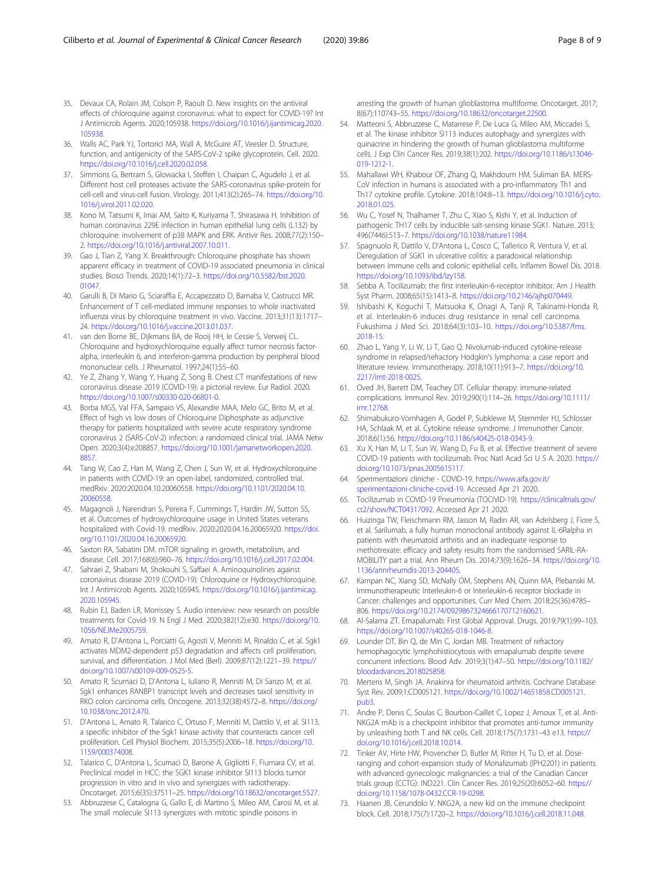35. Devaux CA, Rolain JM, Colson P, Raoult D. New insights on the antiviral effects of chloroquine against coronavirus: what to expect for COVID-19? Int J Antimicrob Agents. 2020;105938. https://doi.org/10.1016/j.ijantimicag.2020.105938.
36. Walls AC, Park YJ, Tortorici MA, Wall A, McGuire AT, Veesler D. Structure, function, and antigenicity of the SARS-CoV-2 spike glycoprotein. Cell. 2020. https://doi.org/10.1016/j.cell.2020.02.058.
37. Simmons G, Bertram S, Glowacka I, Steffen I, Chaipan C, Agudelo J, et al. Different host cell proteases activate the SARS-coronavirus spike-protein for cell-cell and virus-cell fusion. Virology. 2011;413(2):265–74. https://doi.org/10.1016/j.virol.2011.02.020.
38. Kono M, Tatsumi K, Imai AM, Saito K, Kuriyama T, Shirasawa H. Inhibition of human coronavirus 229E infection in human epithelial lung cells (L132) by chloroquine: involvement of p38 MAPK and ERK. Antivir Res. 2008;77(2):150–2. https://doi.org/10.1016/j.antiviral.2007.10.011.
39. Gao J, Tian Z, Yang X. Breakthrough: Chloroquine phosphate has shown apparent efficacy in treatment of COVID-19 associated pneumonia in clinical studies. Biosci Trends. 2020;14(1):72–3. https://doi.org/10.5582/bst.2020.01047.
40. Garulli B, Di Mario G, Sciaraffia E, Accapezzato D, Barnaba V, Castrucci MR. Enhancement of T cell-mediated immune responses to whole inactivated influenza virus by chloroquine treatment in vivo. Vaccine. 2013;31(13):1717–24. https://doi.org/10.1016/j.vaccine.2013.01.037.
41. van den Borne BE, Dijkmans BA, de Rooij HH, le Cessie S, Verweij CL. Chloroquine and hydroxychloroquine equally affect tumor necrosis factor-alpha, interleukin 6, and interferon-gamma production by peripheral blood mononuclear cells. J Rheumatol. 1997;24(1):55–60.
42. Ye Z, Zhang Y, Wang Y, Huang Z, Song B. Chest CT manifestations of new coronavirus disease 2019 (COVID-19): a pictorial review. Eur Radiol. 2020. https://doi.org/10.1007/s00330-020-06801-0.
43. Borba MGS, Val FFA, Sampaio VS, Alexandre MAA, Melo GC, Brito M, et al. Effect of high vs low doses of Chloroquine Diphosphate as adjunctive therapy for patients hospitalized with severe acute respiratory syndrome coronavirus 2 (SARS-CoV-2) infection: a randomized clinical trial. JAMA Netw Open. 2020;3(4):e208857. https://doi.org/10.1001/jamanetworkopen.2020.8857.
44. Tang W, Cao Z, Han M, Wang Z, Chen J, Sun W, et al. Hydroxychloroquine in patients with COVID-19: an open-label, randomized, controlled trial. medRxiv. 2020:2020.04.10.20060558. https://doi.org/10.1101/2020.04.10.20060558.
45. Magagnoli J, Narendran S, Pereira F, Cummings T, Hardin JW, Sutton SS, et al. Outcomes of hydroxychloroquine usage in United States veterans hospitalized with Covid-19. medRxiv. 2020:2020.04.16.20065920. https://doi.org/10.1101/2020.04.16.20065920.
46. Saxton RA, Sabatini DM. mTOR signaling in growth, metabolism, and disease. Cell. 2017;168(6):960–76. https://doi.org/10.1016/j.cell.2017.02.004.
47. Sahraei Z, Shabani M, Shokouhi S, Saffaei A. Aminoquinolines against coronavirus disease 2019 (COVID-19): Chloroquine or Hydroxychloroquine. Int J Antimicrob Agents. 2020;105945. https://doi.org/10.1016/j.ijantimicag.2020.105945.
48. Rubin EJ, Baden LR, Morrissey S. Audio interview: new research on possible treatments for Covid-19. N Engl J Med. 2020;382(12):e30. https://doi.org/10.1056/NEJMe2005759.
49. Amato R, D'Antona L, Porciatti G, Agosti V, Menniti M, Rinaldo C, et al. Sgk1 activates MDM2-dependent p53 degradation and affects cell proliferation, survival, and differentiation. J Mol Med (Berl). 2009;87(12):1221–39. https://doi.org/10.1007/s00109-009-0525-5.
50. Amato R, Scumaci D, D'Antona L, Iuliano R, Menniti M, Di Sanzo M, et al. Sgk1 enhances RANBP1 transcript levels and decreases taxol sensitivity in RKO colon carcinoma cells. Oncogene. 2013;32(38):4572–8. https://doi.org/10.1038/onc.2012.470.
51. D'Antona L, Amato R, Talarico C, Ortuso F, Menniti M, Dattilo V, et al. SI113, a specific inhibitor of the Sgk1 kinase activity that counteracts cancer cell proliferation. Cell Physiol Biochem. 2015;35(5):2006–18. https://doi.org/10.1159/000374008.
52. Talarico C, D'Antona L, Scumaci D, Barone A, Gigliotti F, Fiumara CV, et al. Preclinical model in HCC: the SGK1 kinase inhibitor SI113 blocks tumor progression in vitro and in vivo and synergizes with radiotherapy. Oncotarget. 2015;6(35):37511–25. https://doi.org/10.18632/oncotarget.5527.
53. Abbruzzese C, Catalogna G, Gallo E, di Martino S, Mileo AM, Carosi M, et al. The small molecule SI113 synergizes with mitotic spindle poisons in arresting the growth of human glioblastoma multiforme. Oncotarget. 2017;8(67):110743–55. https://doi.org/10.18632/oncotarget.22500.
54. Matteoni S, Abbruzzese C, Matarrese P, De Luca G, Mileo AM, Miccadei S, et al. The kinase inhibitor SI113 induces autophagy and synergizes with quinacrine in hindering the growth of human glioblastoma multiforme cells. J Exp Clin Cancer Res. 2019;38(1):202. https://doi.org/10.1186/s13046-019-1212-1.
55. Mahallawi WH, Khabour OF, Zhang Q, Makhdoum HM, Suliman BA. MERS-CoV infection in humans is associated with a pro-inflammatory Th1 and Th17 cytokine profile. Cytokine. 2018;104:8–13. https://doi.org/10.1016/j.cyto.2018.01.025.
56. Wu C, Yosef N, Thalhamer T, Zhu C, Xiao S, Kishi Y, et al. Induction of pathogenic TH17 cells by inducible salt-sensing kinase SGK1. Nature. 2013;496(7446):513–7. https://doi.org/10.1038/nature11984.
57. Spagnuolo R, Dattilo V, D'Antona L, Cosco C, Tallerico R, Ventura V, et al. Deregulation of SGK1 in ulcerative colitis: a paradoxical relationship between immune cells and colonic epithelial cells. Inflamm Bowel Dis. 2018. https://doi.org/10.1093/ibd/izy158.
58. Sebba A. Tocilizumab: the first interleukin-6-receptor inhibitor. Am J Health Syst Pharm. 2008;65(15):1413–8. https://doi.org/10.2146/ajhp070449.
59. Ishibashi K, Koguchi T, Matsuoka K, Onagi A, Tanji R, Takinami-Honda R, et al. Interleukin-6 induces drug resistance in renal cell carcinoma. Fukushima J Med Sci. 2018;64(3):103–10. https://doi.org/10.5387/fms.2018-15.
60. Zhao L, Yang Y, Li W, Li T, Gao Q. Nivolumab-induced cytokine-release syndrome in relapsed/refractory Hodgkin's lymphoma: a case report and literature review. Immunotherapy. 2018;10(11):913–7. https://doi.org/10.2217/imt-2018-0025.
61. Oved JH, Barrett DM, Teachey DT. Cellular therapy: immune-related complications. Immunol Rev. 2019;290(1):114–26. https://doi.org/10.1111/imr.12768.
62. Shimabukuro-Vornhagen A, Godel P, Subklewe M, Stemmler HJ, Schlosser HA, Schlaak M, et al. Cytokine release syndrome. J Immunother Cancer. 2018;6(1):56. https://doi.org/10.1186/s40425-018-0343-9.
63. Xu X, Han M, Li T, Sun W, Wang D, Fu B, et al. Effective treatment of severe COVID-19 patients with tocilizumab. Proc Natl Acad Sci U S A. 2020. https://doi.org/10.1073/pnas.2005615117.
64. Sperimentazioni cliniche - COVID-19. https://www.aifa.gov.it/sperimentazioni-cliniche-covid-19. Accessed Apr 21 2020.
65. Tocilizumab in COVID-19 Pneumonia (TOCIVID-19). https://clinicaltrials.gov/ct2/show/NCT04317092. Accessed Apr 21 2020.
66. Huizinga TW, Fleischmann RM, Jasson M, Radin AR, van Adelsberg J, Fiore S, et al. Sarilumab, a fully human monoclonal antibody against IL-6Ralpha in patients with rheumatoid arthritis and an inadequate response to methotrexate: efficacy and safety results from the randomised SARIL-RA-MOBILITY part a trial. Ann Rheum Dis. 2014;73(9):1626–34. https://doi.org/10.1136/annrheumdis-2013-204405.
67. Kampan NC, Xiang SD, McNally OM, Stephens AN, Quinn MA, Plebanski M. Immunotherapeutic Interleukin-6 or Interleukin-6 receptor blockade in Cancer: challenges and opportunities. Curr Med Chem. 2018;25(36):4785–806. https://doi.org/10.2174/0929867324666170712160621.
68. Al-Salama ZT. Emapalumab: First Global Approval. Drugs. 2019;79(1):99–103. https://doi.org/10.1007/s40265-018-1046-8.
69. Lounder DT, Bin Q, de Min C, Jordan MB. Treatment of refractory hemophagocytic lymphohistiocytosis with emapalumab despite severe concurrent infections. Blood Adv. 2019;3(1):47–50. https://doi.org/10.1182/bloodadvances.2018025858.
70. Mertens M, Singh JA. Anakinra for rheumatoid arthritis. Cochrane Database Syst Rev. 2009;1:CD005121. https://doi.org/10.1002/14651858.CD005121.pub3.
71. Andre P, Denis C, Soulas C, Bourbon-Caillet C, Lopez J, Arnoux T, et al. Anti-NKG2A mAb is a checkpoint inhibitor that promotes anti-tumor immunity by unleashing both T and NK cells. Cell. 2018;175(7):1731–43 e13. https://doi.org/10.1016/j.cell.2018.10.014.
72. Tinker AV, Hirte HW, Provencher D, Butler M, Ritter H, Tu D, et al. Dose-ranging and cohort-expansion study of Monalizumab (IPH2201) in patients with advanced gynecologic malignancies: a trial of the Canadian Cancer trials group (CCTG): IND221. Clin Cancer Res. 2019;25(20):6052–60. https://doi.org/10.1158/1078-0432.CCR-19-0298.
73. Haanen JB, Cerundolo V. NKG2A, a new kid on the immune checkpoint block. Cell. 2018;175(7):1720–2. https://doi.org/10.1016/j.cell.2018.11.048.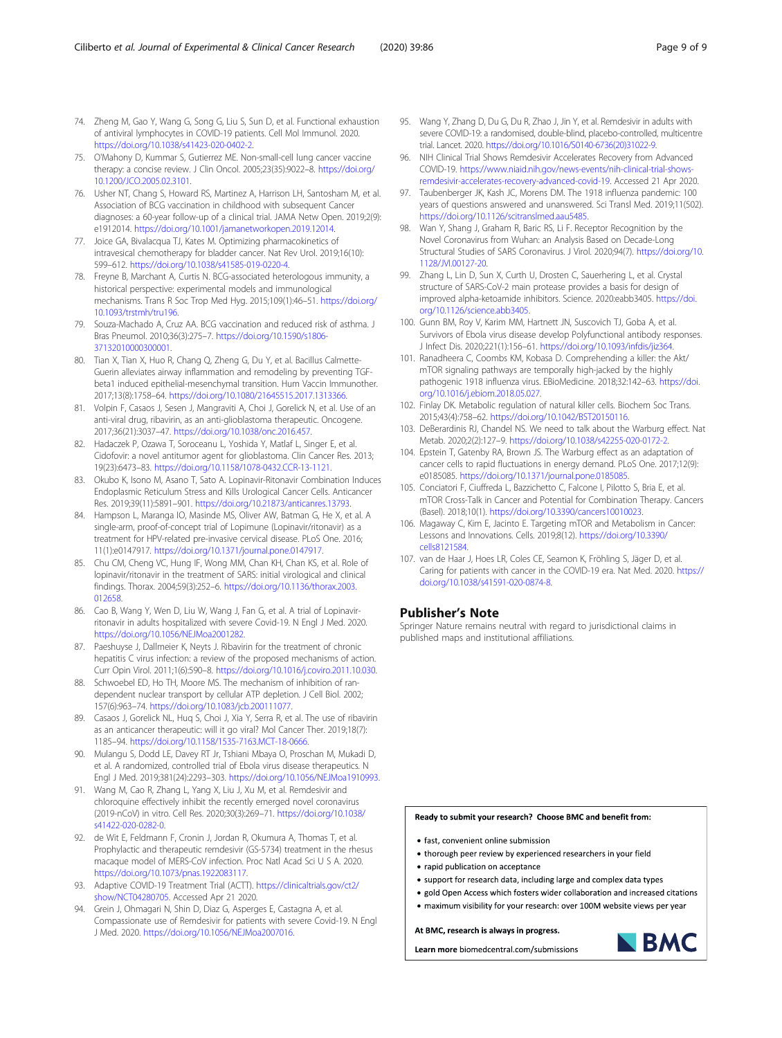74. Zheng M, Gao Y, Wang G, Song G, Liu S, Sun D, et al. Functional exhaustion of antiviral lymphocytes in COVID-19 patients. Cell Mol Immunol. 2020. https://doi.org/10.1038/s41423-020-0402-2.
75. O'Mahony D, Kummar S, Gutierrez ME. Non-small-cell lung cancer vaccine therapy: a concise review. J Clin Oncol. 2005;23(35):9022–8. https://doi.org/10.1200/JCO.2005.02.3101.
76. Usher NT, Chang S, Howard RS, Martinez A, Harrison LH, Santosham M, et al. Association of BCG vaccination in childhood with subsequent Cancer diagnoses: a 60-year follow-up of a clinical trial. JAMA Netw Open. 2019;2(9): e1912014. https://doi.org/10.1001/jamanetworkopen.2019.12014.
77. Joice GA, Bivalacqua TJ, Kates M. Optimizing pharmacokinetics of intravesical chemotherapy for bladder cancer. Nat Rev Urol. 2019;16(10): 599–612. https://doi.org/10.1038/s41585-019-0220-4.
78. Freyne B, Marchant A, Curtis N. BCG-associated heterologous immunity, a historical perspective: experimental models and immunological mechanisms. Trans R Soc Trop Med Hyg. 2015;109(1):46–51. https://doi.org/10.1093/trstmh/tru196.
79. Souza-Machado A, Cruz AA. BCG vaccination and reduced risk of asthma. J Bras Pneumol. 2010;36(3):275–7. https://doi.org/10.1590/s1806-37132010000300001.
80. Tian X, Tian X, Huo R, Chang Q, Zheng G, Du Y, et al. Bacillus Calmette-Guerin alleviates airway inflammation and remodeling by preventing TGF-beta1 induced epithelial-mesenchymal transition. Hum Vaccin Immunother. 2017;13(8):1758–64. https://doi.org/10.1080/21645515.2017.1313366.
81. Volpin F, Casaos J, Sesen J, Mangraviti A, Choi J, Gorelick N, et al. Use of an anti-viral drug, ribavirin, as an anti-glioblastoma therapeutic. Oncogene. 2017;36(21):3037–47. https://doi.org/10.1038/onc.2016.457.
82. Hadaczek P, Ozawa T, Soroceanu L, Yoshida Y, Matlaf L, Singer E, et al. Cidofovir: a novel antitumor agent for glioblastoma. Clin Cancer Res. 2013; 19(23):6473–83. https://doi.org/10.1158/1078-0432.CCR-13-1121.
83. Okubo K, Isono M, Asano T, Sato A. Lopinavir-Ritonavir Combination Induces Endoplasmic Reticulum Stress and Kills Urological Cancer Cells. Anticancer Res. 2019;39(11):5891–901. https://doi.org/10.21873/anticanres.13793.
84. Hampson L, Maranga IO, Masinde MS, Oliver AW, Batman G, He X, et al. A single-arm, proof-of-concept trial of Lopimune (Lopinavir/ritonavir) as a treatment for HPV-related pre-invasive cervical disease. PLoS One. 2016; 11(1):e0147917. https://doi.org/10.1371/journal.pone.0147917.
85. Chu CM, Cheng VC, Hung IF, Wong MM, Chan KH, Chan KS, et al. Role of lopinavir/ritonavir in the treatment of SARS: initial virological and clinical findings. Thorax. 2004;59(3):252–6. https://doi.org/10.1136/thorax.2003.012658.
86. Cao B, Wang Y, Wen D, Liu W, Wang J, Fan G, et al. A trial of Lopinavir-ritonavir in adults hospitalized with severe Covid-19. N Engl J Med. 2020. https://doi.org/10.1056/NEJMoa2001282.
87. Paeshuyse J, Dallmeier K, Neyts J. Ribavirin for the treatment of chronic hepatitis C virus infection: a review of the proposed mechanisms of action. Curr Opin Virol. 2011;1(6):590–8. https://doi.org/10.1016/j.coviro.2011.10.030.
88. Schwoebel ED, Ho TH, Moore MS. The mechanism of inhibition of ran-dependent nuclear transport by cellular ATP depletion. J Cell Biol. 2002; 157(6):963–74. https://doi.org/10.1083/jcb.200111077.
89. Casaos J, Gorelick NL, Huq S, Choi J, Xia Y, Serra R, et al. The use of ribavirin as an anticancer therapeutic: will it go viral? Mol Cancer Ther. 2019;18(7): 1185–94. https://doi.org/10.1158/1535-7163.MCT-18-0666.
90. Mulangu S, Dodd LE, Davey RT Jr, Tshiani Mbaya O, Proschan M, Mukadi D, et al. A randomized, controlled trial of Ebola virus disease therapeutics. N Engl J Med. 2019;381(24):2293–303. https://doi.org/10.1056/NEJMoa1910993.
91. Wang M, Cao R, Zhang L, Yang X, Liu J, Xu M, et al. Remdesivir and chloroquine effectively inhibit the recently emerged novel coronavirus (2019-nCoV) in vitro. Cell Res. 2020;30(3):269–71. https://doi.org/10.1038/s41422-020-0282-0.
92. de Wit E, Feldmann F, Cronin J, Jordan R, Okumura A, Thomas T, et al. Prophylactic and therapeutic remdesivir (GS-5734) treatment in the rhesus macaque model of MERS-CoV infection. Proc Natl Acad Sci U S A. 2020. https://doi.org/10.1073/pnas.1922083117.
93. Adaptive COVID-19 Treatment Trial (ACTT). https://clinicaltrials.gov/ct2/show/NCT04280705. Accessed Apr 21 2020.
94. Grein J, Ohmagari N, Shin D, Diaz G, Asperges E, Castagna A, et al. Compassionate use of Remdesivir for patients with severe Covid-19. N Engl J Med. 2020. https://doi.org/10.1056/NEJMoa2007016.
95. Wang Y, Zhang D, Du G, Du R, Zhao J, Jin Y, et al. Remdesivir in adults with severe COVID-19: a randomised, double-blind, placebo-controlled, multicentre trial. Lancet. 2020. https://doi.org/10.1016/S0140-6736(20)31022-9.
96. NIH Clinical Trial Shows Remdesivir Accelerates Recovery from Advanced COVID-19. https://www.niaid.nih.gov/news-events/nih-clinical-trial-shows-remdesivir-accelerates-recovery-advanced-covid-19. Accessed 21 Apr 2020.
97. Taubenberger JK, Kash JC, Morens DM. The 1918 influenza pandemic: 100 years of questions answered and unanswered. Sci Transl Med. 2019;11(502). https://doi.org/10.1126/scitranslmed.aau5485.
98. Wan Y, Shang J, Graham R, Baric RS, Li F. Receptor Recognition by the Novel Coronavirus from Wuhan: an Analysis Based on Decade-Long Structural Studies of SARS Coronavirus. J Virol. 2020;94(7). https://doi.org/10.1128/JVI.00127-20.
99. Zhang L, Lin D, Sun X, Curth U, Drosten C, Sauerhering L, et al. Crystal structure of SARS-CoV-2 main protease provides a basis for design of improved alpha-ketoamide inhibitors. Science. 2020:eabb3405. https://doi.org/10.1126/science.abb3405.
100. Gunn BM, Roy V, Karim MM, Hartnett JN, Suscovich TJ, Goba A, et al. Survivors of Ebola virus disease develop Polyfunctional antibody responses. J Infect Dis. 2020;221(1):156–61. https://doi.org/10.1093/infdis/jiz364.
101. Ranadheera C, Coombs KM, Kobasa D. Comprehending a killer: the Akt/mTOR signaling pathways are temporally high-jacked by the highly pathogenic 1918 influenza virus. EBioMedicine. 2018;32:142–63. https://doi.org/10.1016/j.ebiom.2018.05.027.
102. Finlay DK. Metabolic regulation of natural killer cells. Biochem Soc Trans. 2015;43(4):758–62. https://doi.org/10.1042/BST20150116.
103. DeBerardinis RJ, Chandel NS. We need to talk about the Warburg effect. Nat Metab. 2020;2(2):127–9. https://doi.org/10.1038/s42255-020-0172-2.
104. Epstein T, Gatenby RA, Brown JS. The Warburg effect as an adaptation of cancer cells to rapid fluctuations in energy demand. PLoS One. 2017;12(9): e0185085. https://doi.org/10.1371/journal.pone.0185085.
105. Conciatori F, Ciuffreda L, Bazzichetto C, Falcone I, Pilotto S, Bria E, et al. mTOR Cross-Talk in Cancer and Potential for Combination Therapy. Cancers (Basel). 2018;10(1). https://doi.org/10.3390/cancers10010023.
106. Magaway C, Kim E, Jacinto E. Targeting mTOR and Metabolism in Cancer: Lessons and Innovations. Cells. 2019;8(12). https://doi.org/10.3390/cells8121584.
107. van de Haar J, Hoes LR, Coles CE, Seamon K, Fröhling S, Jäger D, et al. Caring for patients with cancer in the COVID-19 era. Nat Med. 2020. https://doi.org/10.1038/s41591-020-0874-8.

## Publisher's Note

Springer Nature remains neutral with regard to jurisdictional claims in published maps and institutional affiliations.

**Ready to submit your research? Choose BMC and benefit from:**

- fast, convenient online submission
- thorough peer review by experienced researchers in your field
- rapid publication on acceptance
- support for research data, including large and complex data types
- gold Open Access which fosters wider collaboration and increased citations
- maximum visibility for your research: over 100M website views per year

**At BMC, research is always in progress.**

**Learn more** biomedcentral.com/submissions

BMC